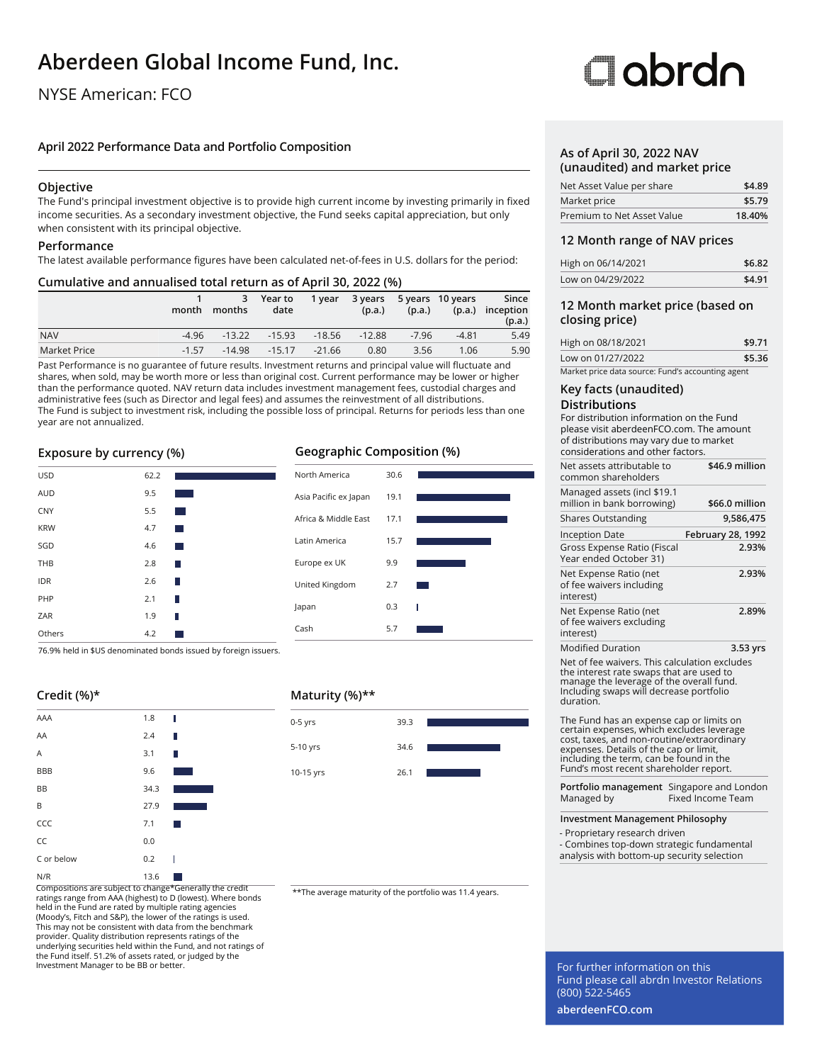# Aberdeen Global Income Fund, Inc.

NYSE American: FCO

abrdn

## April 2022 Performance Data and Portfolio Composition

### Objective

The Fund's principal investment objective is to provide high current income by investing primarily in fixed income securities. As a secondary investment objective, the Fund seeks capital appreciation, but only when consistent with its principal objective.

### Performance

The latest available performance figures have been calculated net-of-fees in U.S. dollars for the period:

### Cumulative and annualised total return as of April 30, 2022 (%)

| | 1 month | 3 months | Year to date | 1 year | 3 years (p.a.) | 5 years (p.a.) | 10 years (p.a.) | Since inception (p.a.) |
|---|---|---|---|---|---|---|---|---|
| NAV | -4.96 | -13.22 | -15.93 | -18.56 | -12.88 | -7.96 | -4.81 | 5.49 |
| Market Price | -1.57 | -14.98 | -15.17 | -21.66 | 0.80 | 3.56 | 1.06 | 5.90 |

Past Performance is no guarantee of future results. Investment returns and principal value will fluctuate and shares, when sold, may be worth more or less than original cost. Current performance may be lower or higher than the performance quoted. NAV return data includes investment management fees, custodial charges and administrative fees (such as Director and legal fees) and assumes the reinvestment of all distributions.
The Fund is subject to investment risk, including the possible loss of principal. Returns for periods less than one year are not annualized.

### Exposure by currency (%)

| Currency | % |
|---|---|
| USD | 62.2 |
| AUD | 9.5 |
| CNY | 5.5 |
| KRW | 4.7 |
| SGD | 4.6 |
| THB | 2.8 |
| IDR | 2.6 |
| PHP | 2.1 |
| ZAR | 1.9 |
| Others | 4.2 |

76.9% held in $US denominated bonds issued by foreign issuers.

### Geographic Composition (%)

| Region | % |
|---|---|
| North America | 30.6 |
| Asia Pacific ex Japan | 19.1 |
| Africa & Middle East | 17.1 |
| Latin America | 15.7 |
| Europe ex UK | 9.9 |
| United Kingdom | 2.7 |
| Japan | 0.3 |
| Cash | 5.7 |

### Credit (%)*

| Rating | % |
|---|---|
| AAA | 1.8 |
| AA | 2.4 |
| A | 3.1 |
| BBB | 9.6 |
| BB | 34.3 |
| B | 27.9 |
| CCC | 7.1 |
| CC | 0.0 |
| C or below | 0.2 |
| N/R | 13.6 |

Compositions are subject to change*Generally the credit ratings range from AAA (highest) to D (lowest). Where bonds held in the Fund are rated by multiple rating agencies (Moody's, Fitch and S&P), the lower of the ratings is used. This may not be consistent with data from the benchmark provider. Quality distribution represents ratings of the underlying securities held within the Fund, and not ratings of the Fund itself. 51.2% of assets rated, or judged by the Investment Manager to be BB or better.

### Maturity (%)**

| Maturity | % |
|---|---|
| 0-5 yrs | 39.3 |
| 5-10 yrs | 34.6 |
| 10-15 yrs | 26.1 |

**The average maturity of the portfolio was 11.4 years.

### As of April 30, 2022 NAV (unaudited) and market price

| | |
|---|---|
| Net Asset Value per share | $4.89 |
| Market price | $5.79 |
| Premium to Net Asset Value | 18.40% |

### 12 Month range of NAV prices

| | |
|---|---|
| High on 06/14/2021 | $6.82 |
| Low on 04/29/2022 | $4.91 |

### 12 Month market price (based on closing price)

| | |
|---|---|
| High on 08/18/2021 | $9.71 |
| Low on 01/27/2022 | $5.36 |

Market price data source: Fund's accounting agent

### Key facts (unaudited)

### Distributions

For distribution information on the Fund please visit aberdeenFCO.com. The amount of distributions may vary due to market considerations and other factors.

| | |
|---|---|
| Net assets attributable to common shareholders | $46.9 million |
| Managed assets (incl $19.1 million in bank borrowing) | $66.0 million |
| Shares Outstanding | 9,586,475 |
| Inception Date | February 28, 1992 |
| Gross Expense Ratio (Fiscal Year ended October 31) | 2.93% |
| Net Expense Ratio (net of fee waivers including interest) | 2.93% |
| Net Expense Ratio (net of fee waivers excluding interest) | 2.89% |
| Modified Duration | 3.53 yrs |

Net of fee waivers. This calculation excludes the interest rate swaps that are used to manage the leverage of the overall fund. Including swaps will decrease portfolio duration.

The Fund has an expense cap or limits on certain expenses, which excludes leverage cost, taxes, and non-routine/extraordinary expenses. Details of the cap or limit, including the term, can be found in the Fund's most recent shareholder report.

**Portfolio management** Managed by: Singapore and London Fixed Income Team

**Investment Management Philosophy**

- Proprietary research driven
- Combines top-down strategic fundamental analysis with bottom-up security selection

For further information on this Fund please call abrdn Investor Relations (800) 522-5465

**aberdeenFCO.com**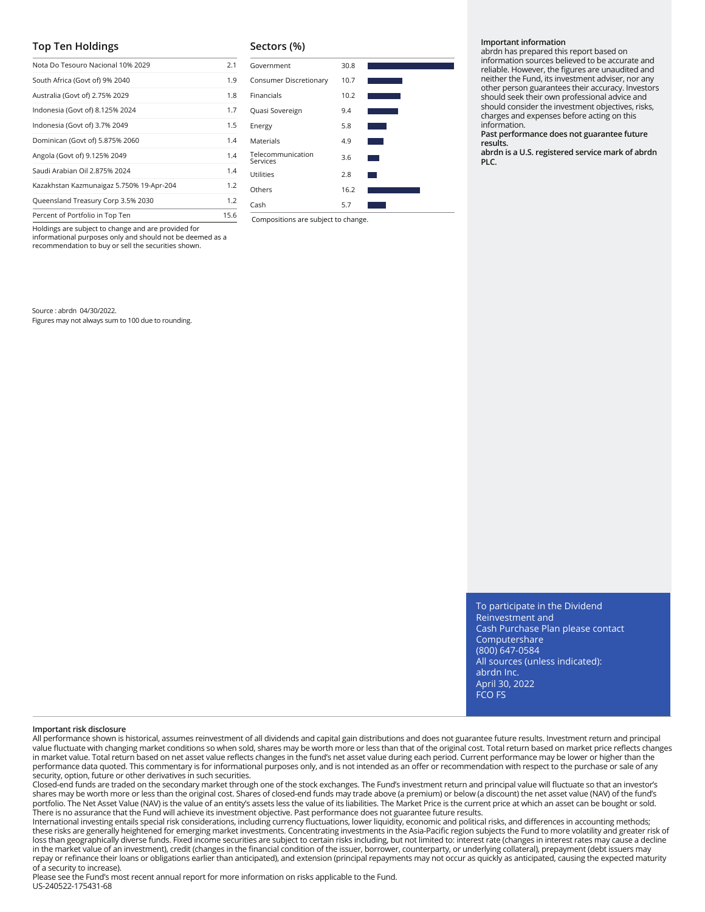## Top Ten Holdings

| | |
|---|---|
| Nota Do Tesouro Nacional 10% 2029 | 2.1 |
| South Africa (Govt of) 9% 2040 | 1.9 |
| Australia (Govt of) 2.75% 2029 | 1.8 |
| Indonesia (Govt of) 8.125% 2024 | 1.7 |
| Indonesia (Govt of) 3.7% 2049 | 1.5 |
| Dominican (Govt of) 5.875% 2060 | 1.4 |
| Angola (Govt of) 9.125% 2049 | 1.4 |
| Saudi Arabian Oil 2.875% 2024 | 1.4 |
| Kazakhstan Kazmunaigaz 5.750% 19-Apr-204 | 1.2 |
| Queensland Treasury Corp 3.5% 2030 | 1.2 |
| Percent of Portfolio in Top Ten | 15.6 |

Holdings are subject to change and are provided for informational purposes only and should not be deemed as a recommendation to buy or sell the securities shown.

## Sectors (%)

Government 30.8
Consumer Discretionary 10.7
Financials 10.2
Quasi Sovereign 9.4
Energy 5.8
Materials 4.9
Telecommunication Services 3.6
Utilities 2.8
Others 16.2
Cash 5.7

Compositions are subject to change.

Source : abrdn 04/30/2022.
Figures may not always sum to 100 due to rounding.

**Important information**
abrdn has prepared this report based on information sources believed to be accurate and reliable. However, the figures are unaudited and neither the Fund, its investment adviser, nor any other person guarantees their accuracy. Investors should seek their own professional advice and should consider the investment objectives, risks, charges and expenses before acting on this information.
**Past performance does not guarantee future results.**
**abrdn is a U.S. registered service mark of abrdn PLC.**

To participate in the Dividend Reinvestment and Cash Purchase Plan please contact Computershare
(800) 647-0584
All sources (unless indicated):
abrdn Inc.
April 30, 2022
FCO FS

**Important risk disclosure**
All performance shown is historical, assumes reinvestment of all dividends and capital gain distributions and does not guarantee future results. Investment return and principal value fluctuate with changing market conditions so when sold, shares may be worth more or less than that of the original cost. Total return based on market price reflects changes in market value. Total return based on net asset value reflects changes in the fund's net asset value during each period. Current performance may be lower or higher than the performance data quoted. This commentary is for informational purposes only, and is not intended as an offer or recommendation with respect to the purchase or sale of any security, option, future or other derivatives in such securities.
Closed-end funds are traded on the secondary market through one of the stock exchanges. The Fund's investment return and principal value will fluctuate so that an investor's shares may be worth more or less than the original cost. Shares of closed-end funds may trade above (a premium) or below (a discount) the net asset value (NAV) of the fund's portfolio. The Net Asset Value (NAV) is the value of an entity's assets less the value of its liabilities. The Market Price is the current price at which an asset can be bought or sold. There is no assurance that the Fund will achieve its investment objective. Past performance does not guarantee future results.
International investing entails special risk considerations, including currency fluctuations, lower liquidity, economic and political risks, and differences in accounting methods; these risks are generally heightened for emerging market investments. Concentrating investments in the Asia-Pacific region subjects the Fund to more volatility and greater risk of loss than geographically diverse funds. Fixed income securities are subject to certain risks including, but not limited to: interest rate (changes in interest rates may cause a decline in the market value of an investment), credit (changes in the financial condition of the issuer, borrower, counterparty, or underlying collateral), prepayment (debt issuers may repay or refinance their loans or obligations earlier than anticipated), and extension (principal repayments may not occur as quickly as anticipated, causing the expected maturity of a security to increase).
Please see the Fund's most recent annual report for more information on risks applicable to the Fund.
US-240522-175431-68